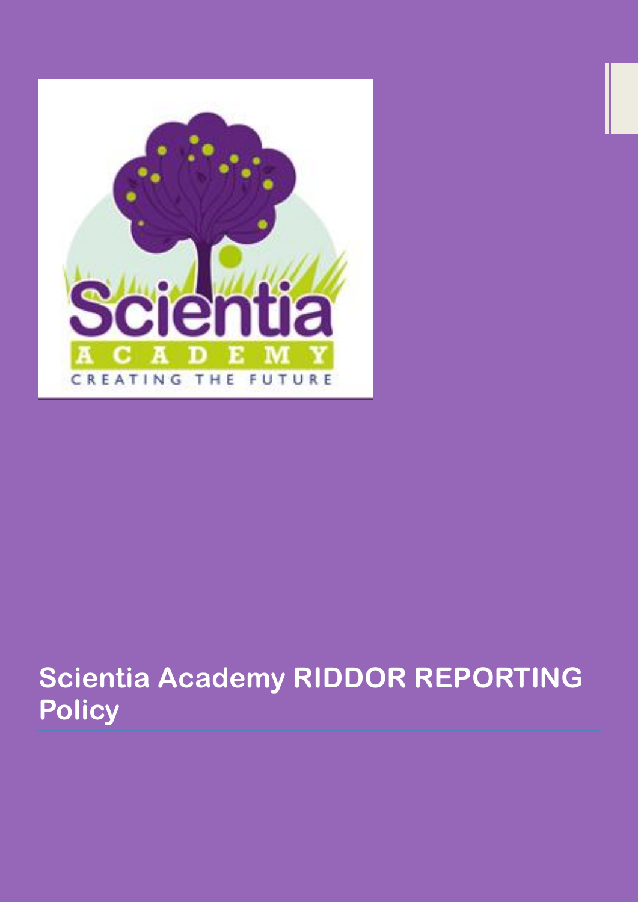# Scientia Academy RIDDOR REPORTING Policy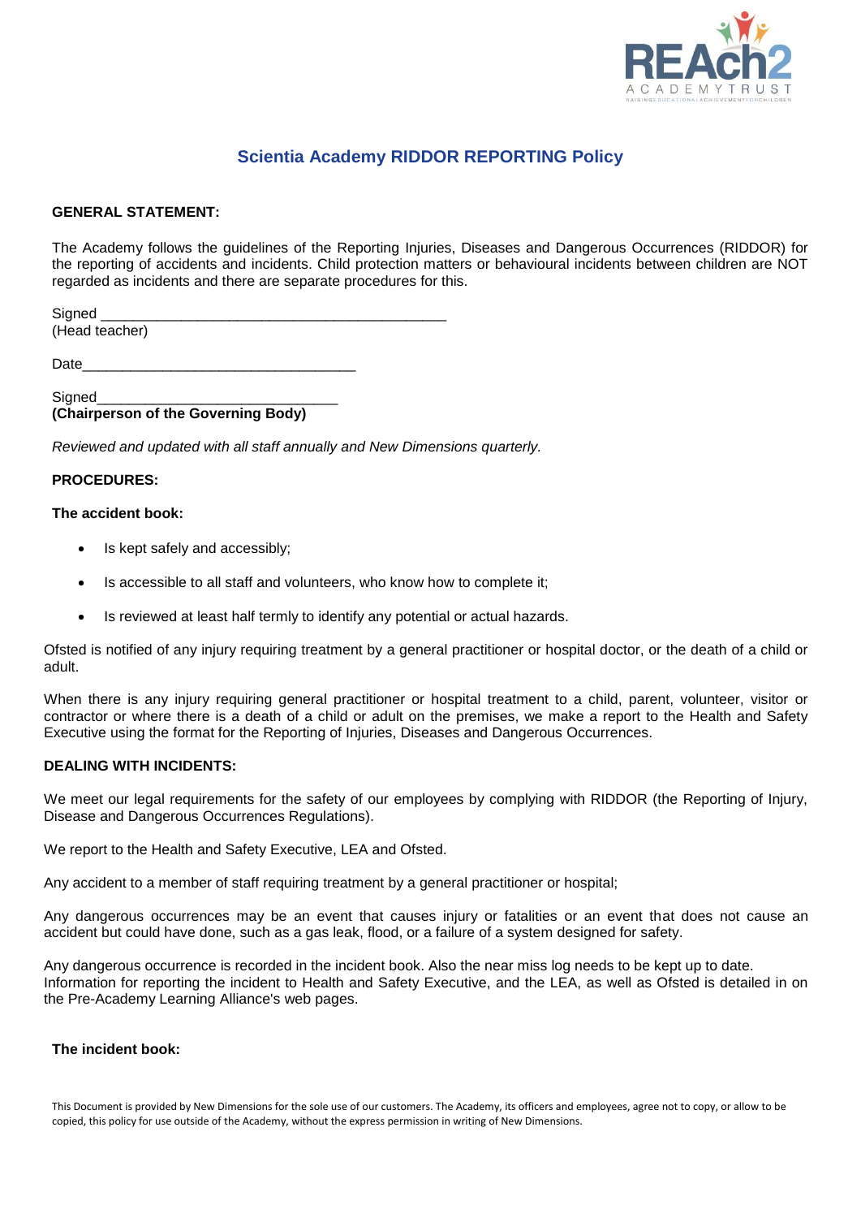## Scientia Academy RIDDOR REPORTING Policy

**GENERAL STATEMENT:**

The Academy follows the guidelines of the Reporting Injuries, Diseases and Dangerous Occurrences (RIDDOR) for the reporting of accidents and incidents. Child protection matters or behavioural incidents between children are NOT regarded as incidents and there are separate procedures for this.

Signed ___________________________________________
(Head teacher)

Date_________________________________

Signed_____________________________
**(Chairperson of the Governing Body)**

*Reviewed and updated with all staff annually and New Dimensions quarterly.*

**PROCEDURES:**

**The accident book:**

- Is kept safely and accessibly;
- Is accessible to all staff and volunteers, who know how to complete it;
- Is reviewed at least half termly to identify any potential or actual hazards.

Ofsted is notified of any injury requiring treatment by a general practitioner or hospital doctor, or the death of a child or adult.

When there is any injury requiring general practitioner or hospital treatment to a child, parent, volunteer, visitor or contractor or where there is a death of a child or adult on the premises, we make a report to the Health and Safety Executive using the format for the Reporting of Injuries, Diseases and Dangerous Occurrences.

**DEALING WITH INCIDENTS:**

We meet our legal requirements for the safety of our employees by complying with RIDDOR (the Reporting of Injury, Disease and Dangerous Occurrences Regulations).

We report to the Health and Safety Executive, LEA and Ofsted.

Any accident to a member of staff requiring treatment by a general practitioner or hospital;

Any dangerous occurrences may be an event that causes injury or fatalities or an event that does not cause an accident but could have done, such as a gas leak, flood, or a failure of a system designed for safety.

Any dangerous occurrence is recorded in the incident book. Also the near miss log needs to be kept up to date.
Information for reporting the incident to Health and Safety Executive, and the LEA, as well as Ofsted is detailed in on the Pre-Academy Learning Alliance's web pages.

**The incident book:**

This Document is provided by New Dimensions for the sole use of our customers. The Academy, its officers and employees, agree not to copy, or allow to be copied, this policy for use outside of the Academy, without the express permission in writing of New Dimensions.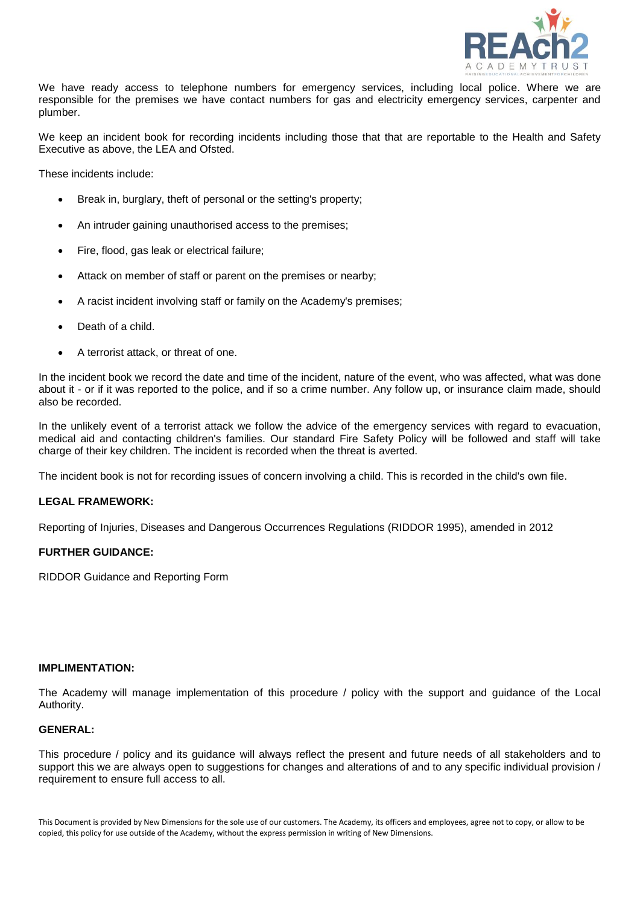We have ready access to telephone numbers for emergency services, including local police. Where we are responsible for the premises we have contact numbers for gas and electricity emergency services, carpenter and plumber.

We keep an incident book for recording incidents including those that that are reportable to the Health and Safety Executive as above, the LEA and Ofsted.

These incidents include:

- Break in, burglary, theft of personal or the setting's property;
- An intruder gaining unauthorised access to the premises;
- Fire, flood, gas leak or electrical failure;
- Attack on member of staff or parent on the premises or nearby;
- A racist incident involving staff or family on the Academy's premises;
- Death of a child.
- A terrorist attack, or threat of one.

In the incident book we record the date and time of the incident, nature of the event, who was affected, what was done about it - or if it was reported to the police, and if so a crime number. Any follow up, or insurance claim made, should also be recorded.

In the unlikely event of a terrorist attack we follow the advice of the emergency services with regard to evacuation, medical aid and contacting children's families. Our standard Fire Safety Policy will be followed and staff will take charge of their key children. The incident is recorded when the threat is averted.

The incident book is not for recording issues of concern involving a child. This is recorded in the child's own file.

**LEGAL FRAMEWORK:**

Reporting of Injuries, Diseases and Dangerous Occurrences Regulations (RIDDOR 1995), amended in 2012

**FURTHER GUIDANCE:**

RIDDOR Guidance and Reporting Form

**IMPLIMENTATION:**

The Academy will manage implementation of this procedure / policy with the support and guidance of the Local Authority.

**GENERAL:**

This procedure / policy and its guidance will always reflect the present and future needs of all stakeholders and to support this we are always open to suggestions for changes and alterations of and to any specific individual provision / requirement to ensure full access to all.

This Document is provided by New Dimensions for the sole use of our customers. The Academy, its officers and employees, agree not to copy, or allow to be copied, this policy for use outside of the Academy, without the express permission in writing of New Dimensions.